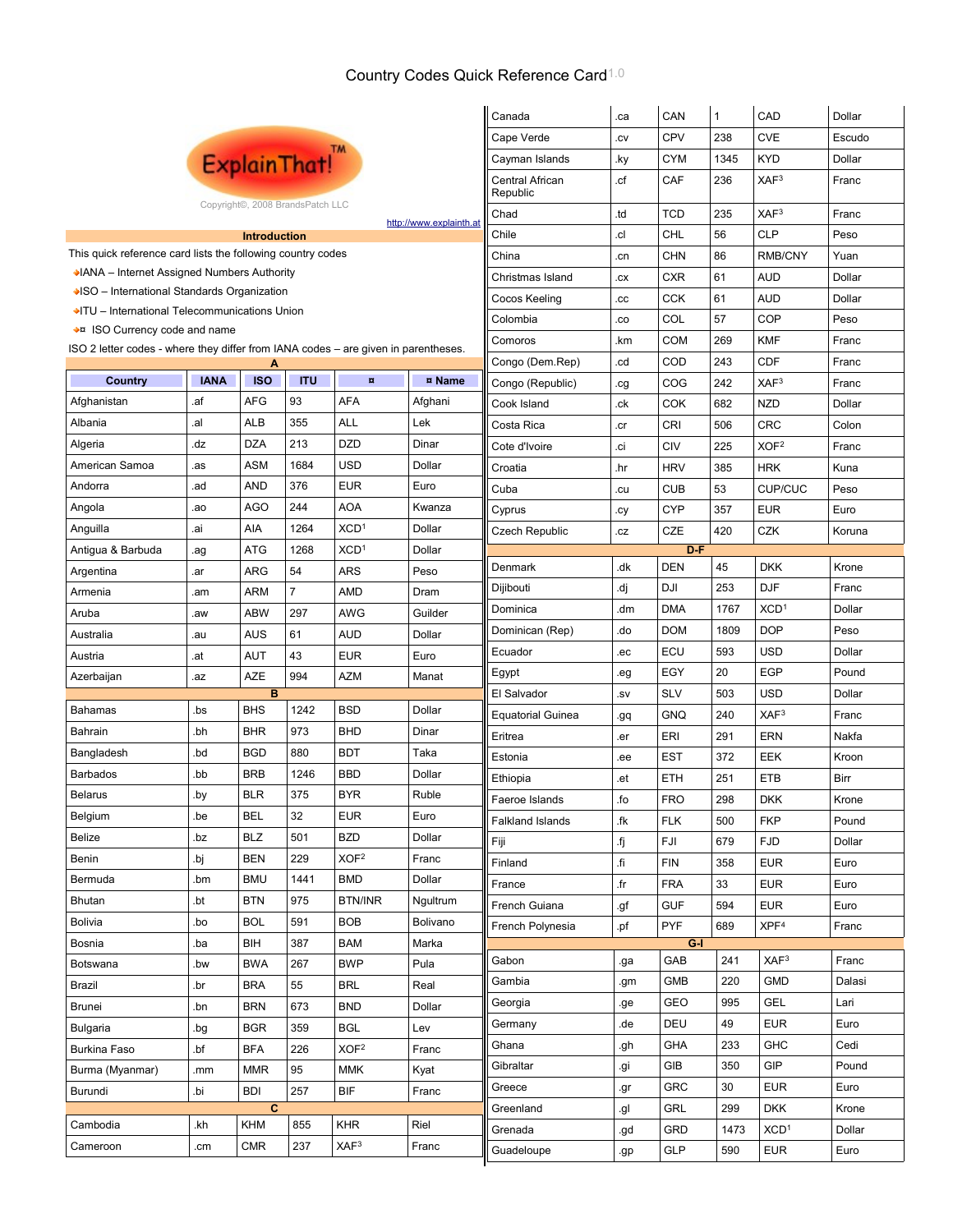# Country Codes Quick Reference Card 1.0

ExplainThat!™

Copyright©, 2008 BrandsPatch LLC

http://www.explainth.at

## Introduction

This quick reference card lists the following country codes

- IANA – Internet Assigned Numbers Authority
- ISO – International Standards Organization
- ITU – International Telecommunications Union
- ¤ ISO Currency code and name

ISO 2 letter codes - where they differ from IANA codes – are given in parentheses.

| Country | IANA | ISO | ITU | ¤ | ¤ Name |
|---|---|---|---|---|---|
| **A** | | | | | |
| Afghanistan | .af | AFG | 93 | AFA | Afghani |
| Albania | .al | ALB | 355 | ALL | Lek |
| Algeria | .dz | DZA | 213 | DZD | Dinar |
| American Samoa | .as | ASM | 1684 | USD | Dollar |
| Andorra | .ad | AND | 376 | EUR | Euro |
| Angola | .ao | AGO | 244 | AOA | Kwanza |
| Anguilla | .ai | AIA | 1264 | XCD[1] | Dollar |
| Antigua & Barbuda | .ag | ATG | 1268 | XCD[1] | Dollar |
| Argentina | .ar | ARG | 54 | ARS | Peso |
| Armenia | .am | ARM | 7 | AMD | Dram |
| Aruba | .aw | ABW | 297 | AWG | Guilder |
| Australia | .au | AUS | 61 | AUD | Dollar |
| Austria | .at | AUT | 43 | EUR | Euro |
| Azerbaijan | .az | AZE | 994 | AZM | Manat |
| **B** | | | | | |
| Bahamas | .bs | BHS | 1242 | BSD | Dollar |
| Bahrain | .bh | BHR | 973 | BHD | Dinar |
| Bangladesh | .bd | BGD | 880 | BDT | Taka |
| Barbados | .bb | BRB | 1246 | BBD | Dollar |
| Belarus | .by | BLR | 375 | BYR | Ruble |
| Belgium | .be | BEL | 32 | EUR | Euro |
| Belize | .bz | BLZ | 501 | BZD | Dollar |
| Benin | .bj | BEN | 229 | XOF[2] | Franc |
| Bermuda | .bm | BMU | 1441 | BMD | Dollar |
| Bhutan | .bt | BTN | 975 | BTN/INR | Ngultrum |
| Bolivia | .bo | BOL | 591 | BOB | Bolivano |
| Bosnia | .ba | BIH | 387 | BAM | Marka |
| Botswana | .bw | BWA | 267 | BWP | Pula |
| Brazil | .br | BRA | 55 | BRL | Real |
| Brunei | .bn | BRN | 673 | BND | Dollar |
| Bulgaria | .bg | BGR | 359 | BGL | Lev |
| Burkina Faso | .bf | BFA | 226 | XOF[2] | Franc |
| Burma (Myanmar) | .mm | MMR | 95 | MMK | Kyat |
| Burundi | .bi | BDI | 257 | BIF | Franc |
| **C** | | | | | |
| Cambodia | .kh | KHM | 855 | KHR | Riel |
| Cameroon | .cm | CMR | 237 | XAF[3] | Franc |
| Canada | .ca | CAN | 1 | CAD | Dollar |
| Cape Verde | .cv | CPV | 238 | CVE | Escudo |
| Cayman Islands | .ky | CYM | 1345 | KYD | Dollar |
| Central African Republic | .cf | CAF | 236 | XAF[3] | Franc |
| Chad | .td | TCD | 235 | XAF[3] | Franc |
| Chile | .cl | CHL | 56 | CLP | Peso |
| China | .cn | CHN | 86 | RMB/CNY | Yuan |
| Christmas Island | .cx | CXR | 61 | AUD | Dollar |
| Cocos Keeling | .cc | CCK | 61 | AUD | Dollar |
| Colombia | .co | COL | 57 | COP | Peso |
| Comoros | .km | COM | 269 | KMF | Franc |
| Congo (Dem.Rep) | .cd | COD | 243 | CDF | Franc |
| Congo (Republic) | .cg | COG | 242 | XAF[3] | Franc |
| Cook Island | .ck | COK | 682 | NZD | Dollar |
| Costa Rica | .cr | CRI | 506 | CRC | Colon |
| Cote d'Ivoire | .ci | CIV | 225 | XOF[2] | Franc |
| Croatia | .hr | HRV | 385 | HRK | Kuna |
| Cuba | .cu | CUB | 53 | CUP/CUC | Peso |
| Cyprus | .cy | CYP | 357 | EUR | Euro |
| Czech Republic | .cz | CZE | 420 | CZK | Koruna |
| **D-F** | | | | | |
| Denmark | .dk | DEN | 45 | DKK | Krone |
| Dijibouti | .dj | DJI | 253 | DJF | Franc |
| Dominica | .dm | DMA | 1767 | XCD[1] | Dollar |
| Dominican (Rep) | .do | DOM | 1809 | DOP | Peso |
| Ecuador | .ec | ECU | 593 | USD | Dollar |
| Egypt | .eg | EGY | 20 | EGP | Pound |
| El Salvador | .sv | SLV | 503 | USD | Dollar |
| Equatorial Guinea | .gq | GNQ | 240 | XAF[3] | Franc |
| Eritrea | .er | ERI | 291 | ERN | Nakfa |
| Estonia | .ee | EST | 372 | EEK | Kroon |
| Ethiopia | .et | ETH | 251 | ETB | Birr |
| Faeroe Islands | .fo | FRO | 298 | DKK | Krone |
| Falkland Islands | .fk | FLK | 500 | FKP | Pound |
| Fiji | .fj | FJI | 679 | FJD | Dollar |
| Finland | .fi | FIN | 358 | EUR | Euro |
| France | .fr | FRA | 33 | EUR | Euro |
| French Guiana | .gf | GUF | 594 | EUR | Euro |
| French Polynesia | .pf | PYF | 689 | XPF[4] | Franc |
| **G-I** | | | | | |
| Gabon | .ga | GAB | 241 | XAF[3] | Franc |
| Gambia | .gm | GMB | 220 | GMD | Dalasi |
| Georgia | .ge | GEO | 995 | GEL | Lari |
| Germany | .de | DEU | 49 | EUR | Euro |
| Ghana | .gh | GHA | 233 | GHC | Cedi |
| Gibraltar | .gi | GIB | 350 | GIP | Pound |
| Greece | .gr | GRC | 30 | EUR | Euro |
| Greenland | .gl | GRL | 299 | DKK | Krone |
| Grenada | .gd | GRD | 1473 | XCD[1] | Dollar |
| Guadeloupe | .gp | GLP | 590 | EUR | Euro |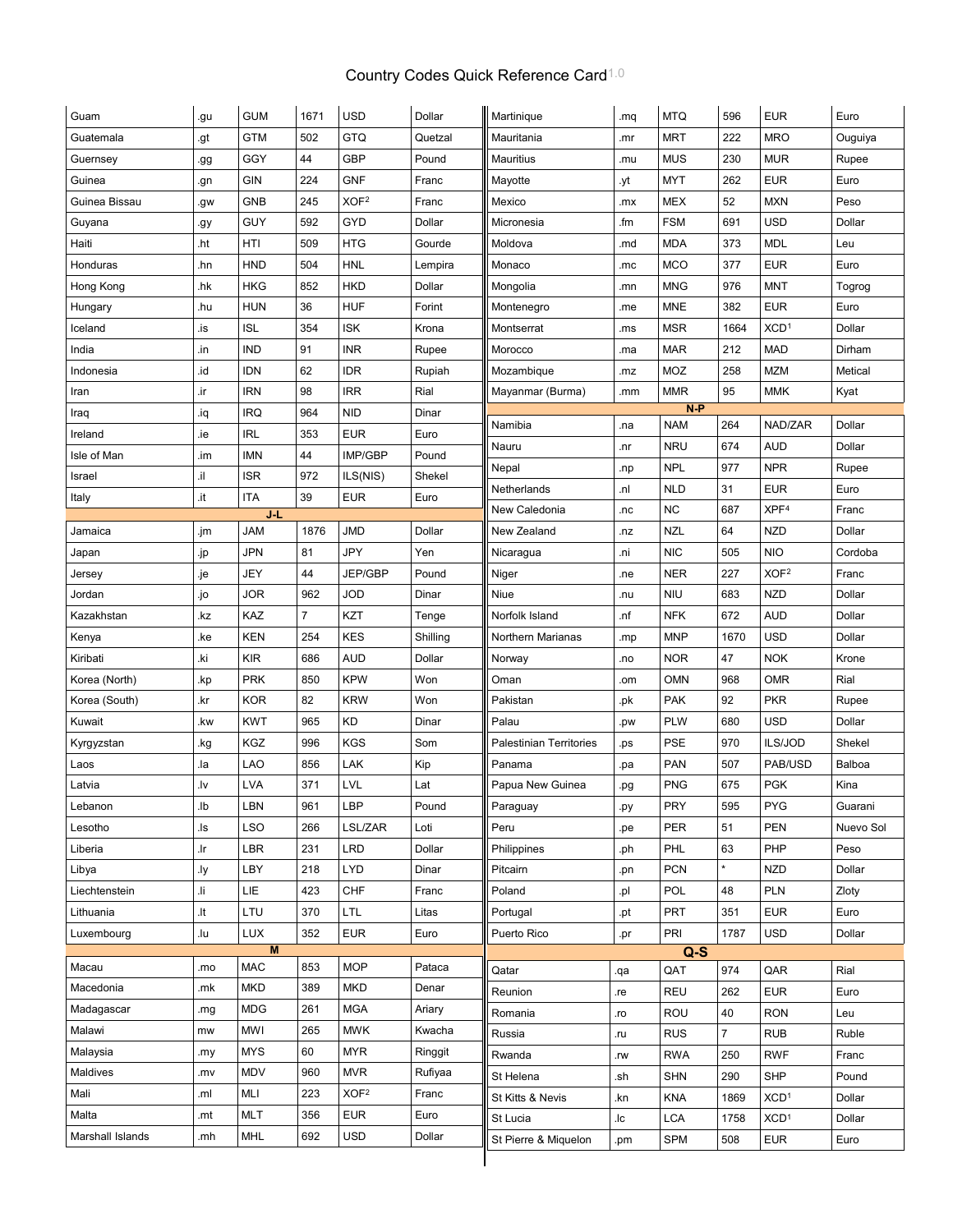# Country Codes Quick Reference Card 1.0

| | | | | | |
|---|---|---|---|---|---|
| Guam | .gu | GUM | 1671 | USD | Dollar |
| Guatemala | .gt | GTM | 502 | GTQ | Quetzal |
| Guernsey | .gg | GGY | 44 | GBP | Pound |
| Guinea | .gn | GIN | 224 | GNF | Franc |
| Guinea Bissau | .gw | GNB | 245 | XOF[2] | Franc |
| Guyana | .gy | GUY | 592 | GYD | Dollar |
| Haiti | .ht | HTI | 509 | HTG | Gourde |
| Honduras | .hn | HND | 504 | HNL | Lempira |
| Hong Kong | .hk | HKG | 852 | HKD | Dollar |
| Hungary | .hu | HUN | 36 | HUF | Forint |
| Iceland | .is | ISL | 354 | ISK | Krona |
| India | .in | IND | 91 | INR | Rupee |
| Indonesia | .id | IDN | 62 | IDR | Rupiah |
| Iran | .ir | IRN | 98 | IRR | Rial |
| Iraq | .iq | IRQ | 964 | NID | Dinar |
| Ireland | .ie | IRL | 353 | EUR | Euro |
| Isle of Man | .im | IMN | 44 | IMP/GBP | Pound |
| Israel | .il | ISR | 972 | ILS(NIS) | Shekel |
| Italy | .it | ITA | 39 | EUR | Euro |
| **J-L** | | | | | |
| Jamaica | .jm | JAM | 1876 | JMD | Dollar |
| Japan | .jp | JPN | 81 | JPY | Yen |
| Jersey | .je | JEY | 44 | JEP/GBP | Pound |
| Jordan | .jo | JOR | 962 | JOD | Dinar |
| Kazakhstan | .kz | KAZ | 7 | KZT | Tenge |
| Kenya | .ke | KEN | 254 | KES | Shilling |
| Kiribati | .ki | KIR | 686 | AUD | Dollar |
| Korea (North) | .kp | PRK | 850 | KPW | Won |
| Korea (South) | .kr | KOR | 82 | KRW | Won |
| Kuwait | .kw | KWT | 965 | KD | Dinar |
| Kyrgyzstan | .kg | KGZ | 996 | KGS | Som |
| Laos | .la | LAO | 856 | LAK | Kip |
| Latvia | .lv | LVA | 371 | LVL | Lat |
| Lebanon | .lb | LBN | 961 | LBP | Pound |
| Lesotho | .ls | LSO | 266 | LSL/ZAR | Loti |
| Liberia | .lr | LBR | 231 | LRD | Dollar |
| Libya | .ly | LBY | 218 | LYD | Dinar |
| Liechtenstein | .li | LIE | 423 | CHF | Franc |
| Lithuania | .lt | LTU | 370 | LTL | Litas |
| Luxembourg | .lu | LUX | 352 | EUR | Euro |
| **M** | | | | | |
| Macau | .mo | MAC | 853 | MOP | Pataca |
| Macedonia | .mk | MKD | 389 | MKD | Denar |
| Madagascar | .mg | MDG | 261 | MGA | Ariary |
| Malawi | mw | MWI | 265 | MWK | Kwacha |
| Malaysia | .my | MYS | 60 | MYR | Ringgit |
| Maldives | .mv | MDV | 960 | MVR | Rufiyaa |
| Mali | .ml | MLI | 223 | XOF[2] | Franc |
| Malta | .mt | MLT | 356 | EUR | Euro |
| Marshall Islands | .mh | MHL | 692 | USD | Dollar |
| Martinique | .mq | MTQ | 596 | EUR | Euro |
| Mauritania | .mr | MRT | 222 | MRO | Ouguiya |
| Mauritius | .mu | MUS | 230 | MUR | Rupee |
| Mayotte | .yt | MYT | 262 | EUR | Euro |
| Mexico | .mx | MEX | 52 | MXN | Peso |
| Micronesia | .fm | FSM | 691 | USD | Dollar |
| Moldova | .md | MDA | 373 | MDL | Leu |
| Monaco | .mc | MCO | 377 | EUR | Euro |
| Mongolia | .mn | MNG | 976 | MNT | Togrog |
| Montenegro | .me | MNE | 382 | EUR | Euro |
| Montserrat | .ms | MSR | 1664 | XCD[1] | Dollar |
| Morocco | .ma | MAR | 212 | MAD | Dirham |
| Mozambique | .mz | MOZ | 258 | MZM | Metical |
| Mayanmar (Burma) | .mm | MMR | 95 | MMK | Kyat |
| **N-P** | | | | | |
| Namibia | .na | NAM | 264 | NAD/ZAR | Dollar |
| Nauru | .nr | NRU | 674 | AUD | Dollar |
| Nepal | .np | NPL | 977 | NPR | Rupee |
| Netherlands | .nl | NLD | 31 | EUR | Euro |
| New Caledonia | .nc | NC | 687 | XPF[4] | Franc |
| New Zealand | .nz | NZL | 64 | NZD | Dollar |
| Nicaragua | .ni | NIC | 505 | NIO | Cordoba |
| Niger | .ne | NER | 227 | XOF[2] | Franc |
| Niue | .nu | NIU | 683 | NZD | Dollar |
| Norfolk Island | .nf | NFK | 672 | AUD | Dollar |
| Northern Marianas | .mp | MNP | 1670 | USD | Dollar |
| Norway | .no | NOR | 47 | NOK | Krone |
| Oman | .om | OMN | 968 | OMR | Rial |
| Pakistan | .pk | PAK | 92 | PKR | Rupee |
| Palau | .pw | PLW | 680 | USD | Dollar |
| Palestinian Territories | .ps | PSE | 970 | ILS/JOD | Shekel |
| Panama | .pa | PAN | 507 | PAB/USD | Balboa |
| Papua New Guinea | .pg | PNG | 675 | PGK | Kina |
| Paraguay | .py | PRY | 595 | PYG | Guarani |
| Peru | .pe | PER | 51 | PEN | Nuevo Sol |
| Philippines | .ph | PHL | 63 | PHP | Peso |
| Pitcairn | .pn | PCN | * | NZD | Dollar |
| Poland | .pl | POL | 48 | PLN | Zloty |
| Portugal | .pt | PRT | 351 | EUR | Euro |
| Puerto Rico | .pr | PRI | 1787 | USD | Dollar |
| **Q-S** | | | | | |
| Qatar | .qa | QAT | 974 | QAR | Rial |
| Reunion | .re | REU | 262 | EUR | Euro |
| Romania | .ro | ROU | 40 | RON | Leu |
| Russia | .ru | RUS | 7 | RUB | Ruble |
| Rwanda | .rw | RWA | 250 | RWF | Franc |
| St Helena | .sh | SHN | 290 | SHP | Pound |
| St Kitts & Nevis | .kn | KNA | 1869 | XCD[1] | Dollar |
| St Lucia | .lc | LCA | 1758 | XCD[1] | Dollar |
| St Pierre & Miquelon | .pm | SPM | 508 | EUR | Euro |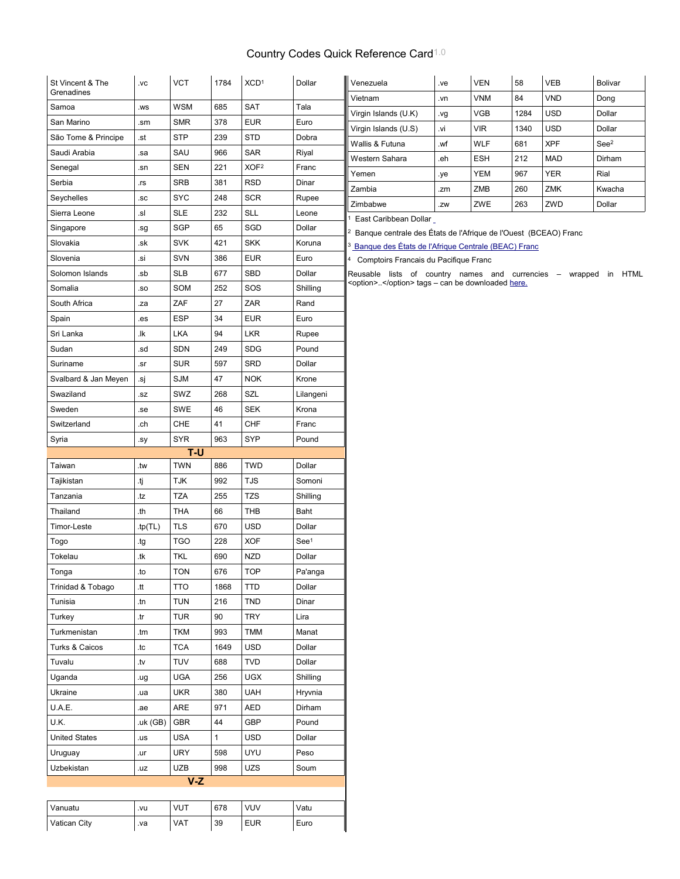# Country Codes Quick Reference Card 1.0

| | | | | | |
|---|---|---|---|---|---|
| St Vincent & The Grenadines | .vc | VCT | 1784 | XCD[1] | Dollar |
| Samoa | .ws | WSM | 685 | SAT | Tala |
| San Marino | .sm | SMR | 378 | EUR | Euro |
| São Tome & Principe | .st | STP | 239 | STD | Dobra |
| Saudi Arabia | .sa | SAU | 966 | SAR | Riyal |
| Senegal | .sn | SEN | 221 | XOF[2] | Franc |
| Serbia | .rs | SRB | 381 | RSD | Dinar |
| Seychelles | .sc | SYC | 248 | SCR | Rupee |
| Sierra Leone | .sl | SLE | 232 | SLL | Leone |
| Singapore | .sg | SGP | 65 | SGD | Dollar |
| Slovakia | .sk | SVK | 421 | SKK | Koruna |
| Slovenia | .si | SVN | 386 | EUR | Euro |
| Solomon Islands | .sb | SLB | 677 | SBD | Dollar |
| Somalia | .so | SOM | 252 | SOS | Shilling |
| South Africa | .za | ZAF | 27 | ZAR | Rand |
| Spain | .es | ESP | 34 | EUR | Euro |
| Sri Lanka | .lk | LKA | 94 | LKR | Rupee |
| Sudan | .sd | SDN | 249 | SDG | Pound |
| Suriname | .sr | SUR | 597 | SRD | Dollar |
| Svalbard & Jan Meyen | .sj | SJM | 47 | NOK | Krone |
| Swaziland | .sz | SWZ | 268 | SZL | Lilangeni |
| Sweden | .se | SWE | 46 | SEK | Krona |
| Switzerland | .ch | CHE | 41 | CHF | Franc |
| Syria | .sy | SYR | 963 | SYP | Pound |
| **T-U** | | | | | |
| Taiwan | .tw | TWN | 886 | TWD | Dollar |
| Tajikistan | .tj | TJK | 992 | TJS | Somoni |
| Tanzania | .tz | TZA | 255 | TZS | Shilling |
| Thailand | .th | THA | 66 | THB | Baht |
| Timor-Leste | .tp(TL) | TLS | 670 | USD | Dollar |
| Togo | .tg | TGO | 228 | XOF | See[1] |
| Tokelau | .tk | TKL | 690 | NZD | Dollar |
| Tonga | .to | TON | 676 | TOP | Pa'anga |
| Trinidad & Tobago | .tt | TTO | 1868 | TTD | Dollar |
| Tunisia | .tn | TUN | 216 | TND | Dinar |
| Turkey | .tr | TUR | 90 | TRY | Lira |
| Turkmenistan | .tm | TKM | 993 | TMM | Manat |
| Turks & Caicos | .tc | TCA | 1649 | USD | Dollar |
| Tuvalu | .tv | TUV | 688 | TVD | Dollar |
| Uganda | .ug | UGA | 256 | UGX | Shilling |
| Ukraine | .ua | UKR | 380 | UAH | Hryvnia |
| U.A.E. | .ae | ARE | 971 | AED | Dirham |
| U.K. | .uk (GB) | GBR | 44 | GBP | Pound |
| United States | .us | USA | 1 | USD | Dollar |
| Uruguay | .ur | URY | 598 | UYU | Peso |
| Uzbekistan | .uz | UZB | 998 | UZS | Soum |
| **V-Z** | | | | | |
| Vanuatu | .vu | VUT | 678 | VUV | Vatu |
| Vatican City | .va | VAT | 39 | EUR | Euro |
| Venezuela | .ve | VEN | 58 | VEB | Bolivar |
| Vietnam | .vn | VNM | 84 | VND | Dong |
| Virgin Islands (U.K) | .vg | VGB | 1284 | USD | Dollar |
| Virgin Islands (U.S) | .vi | VIR | 1340 | USD | Dollar |
| Wallis & Futuna | .wf | WLF | 681 | XPF | See[2] |
| Western Sahara | .eh | ESH | 212 | MAD | Dirham |
| Yemen | .ye | YEM | 967 | YER | Rial |
| Zambia | .zm | ZMB | 260 | ZMK | Kwacha |
| Zimbabwe | .zw | ZWE | 263 | ZWD | Dollar |

[1] East Caribbean Dollar

[2] Banque centrale des États de l'Afrique de l'Ouest (BCEAO) Franc

[3] Banque des États de l'Afrique Centrale (BEAC) Franc

[4] Comptoirs Francais du Pacifique Franc

Reusable lists of country names and currencies – wrapped in HTML <option>..</option> tags – can be downloaded here.